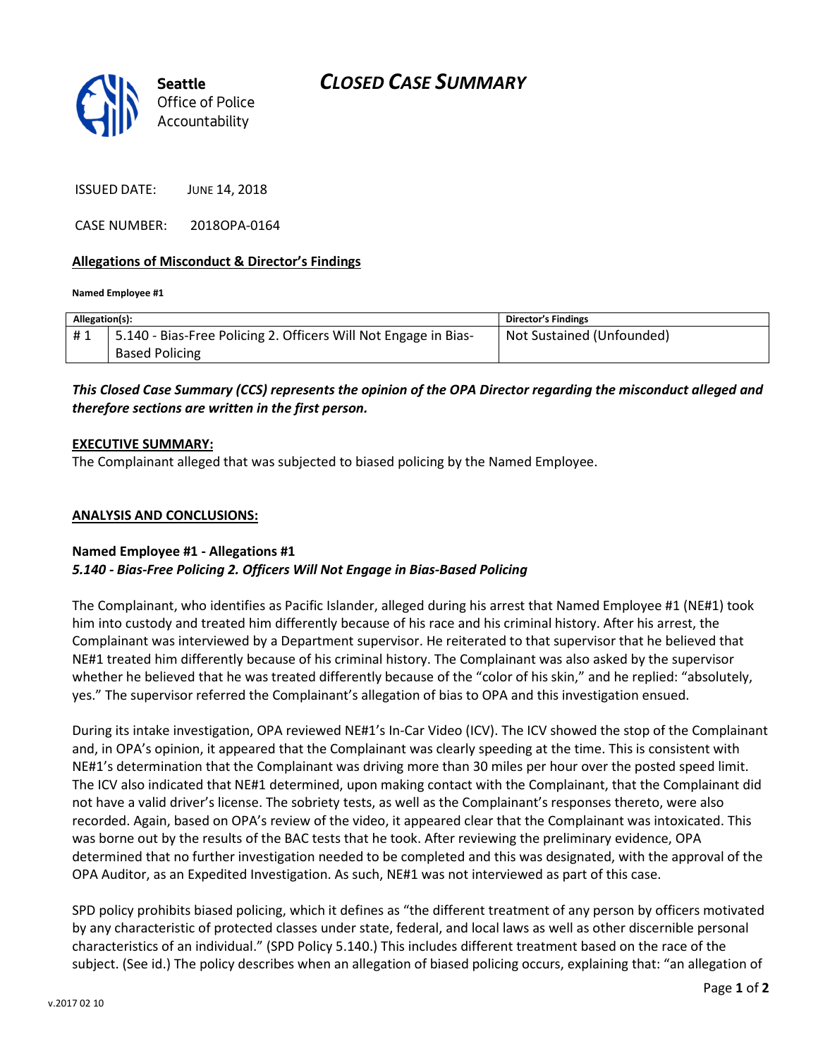Seattle Office of Police Accountability

# CLOSED CASE SUMMARY

ISSUED DATE: JUNE 14, 2018

CASE NUMBER: 2018OPA-0164

**Allegations of Misconduct & Director's Findings**

**Named Employee #1**

| Allegation(s): | | Director's Findings |
|---|---|---|
| # 1 | 5.140 - Bias-Free Policing 2. Officers Will Not Engage in Bias-Based Policing | Not Sustained (Unfounded) |

***This Closed Case Summary (CCS) represents the opinion of the OPA Director regarding the misconduct alleged and therefore sections are written in the first person.***

**EXECUTIVE SUMMARY:**

The Complainant alleged that was subjected to biased policing by the Named Employee.

**ANALYSIS AND CONCLUSIONS:**

**Named Employee #1 - Allegations #1**
***5.140 - Bias-Free Policing 2. Officers Will Not Engage in Bias-Based Policing***

The Complainant, who identifies as Pacific Islander, alleged during his arrest that Named Employee #1 (NE#1) took him into custody and treated him differently because of his race and his criminal history. After his arrest, the Complainant was interviewed by a Department supervisor. He reiterated to that supervisor that he believed that NE#1 treated him differently because of his criminal history. The Complainant was also asked by the supervisor whether he believed that he was treated differently because of the "color of his skin," and he replied: "absolutely, yes." The supervisor referred the Complainant's allegation of bias to OPA and this investigation ensued.

During its intake investigation, OPA reviewed NE#1's In-Car Video (ICV). The ICV showed the stop of the Complainant and, in OPA's opinion, it appeared that the Complainant was clearly speeding at the time. This is consistent with NE#1's determination that the Complainant was driving more than 30 miles per hour over the posted speed limit. The ICV also indicated that NE#1 determined, upon making contact with the Complainant, that the Complainant did not have a valid driver's license. The sobriety tests, as well as the Complainant's responses thereto, were also recorded. Again, based on OPA's review of the video, it appeared clear that the Complainant was intoxicated. This was borne out by the results of the BAC tests that he took. After reviewing the preliminary evidence, OPA determined that no further investigation needed to be completed and this was designated, with the approval of the OPA Auditor, as an Expedited Investigation. As such, NE#1 was not interviewed as part of this case.

SPD policy prohibits biased policing, which it defines as "the different treatment of any person by officers motivated by any characteristic of protected classes under state, federal, and local laws as well as other discernible personal characteristics of an individual." (SPD Policy 5.140.) This includes different treatment based on the race of the subject. (See id.) The policy describes when an allegation of biased policing occurs, explaining that: "an allegation of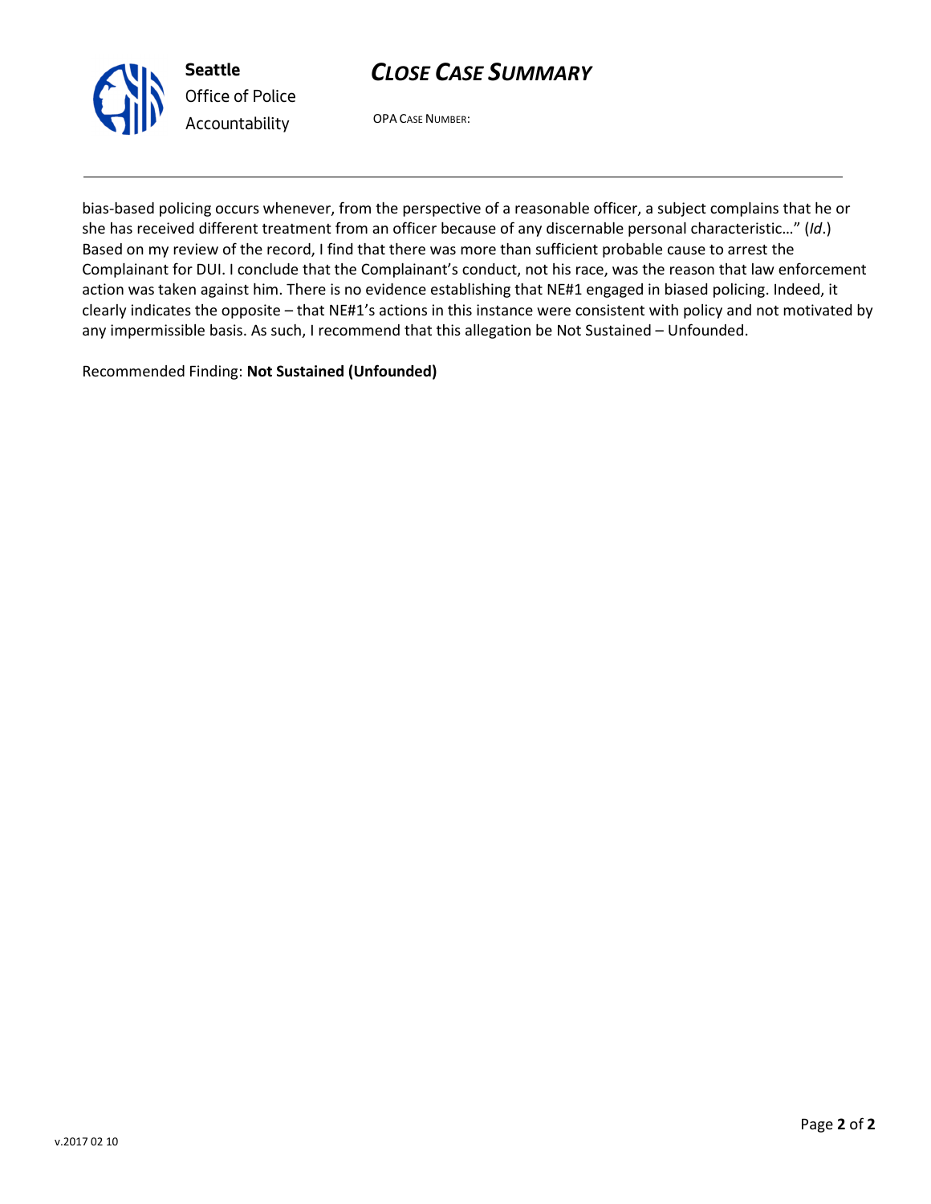bias-based policing occurs whenever, from the perspective of a reasonable officer, a subject complains that he or she has received different treatment from an officer because of any discernable personal characteristic…" (*Id*.) Based on my review of the record, I find that there was more than sufficient probable cause to arrest the Complainant for DUI. I conclude that the Complainant's conduct, not his race, was the reason that law enforcement action was taken against him. There is no evidence establishing that NE#1 engaged in biased policing. Indeed, it clearly indicates the opposite – that NE#1's actions in this instance were consistent with policy and not motivated by any impermissible basis. As such, I recommend that this allegation be Not Sustained – Unfounded.

Recommended Finding: **Not Sustained (Unfounded)**